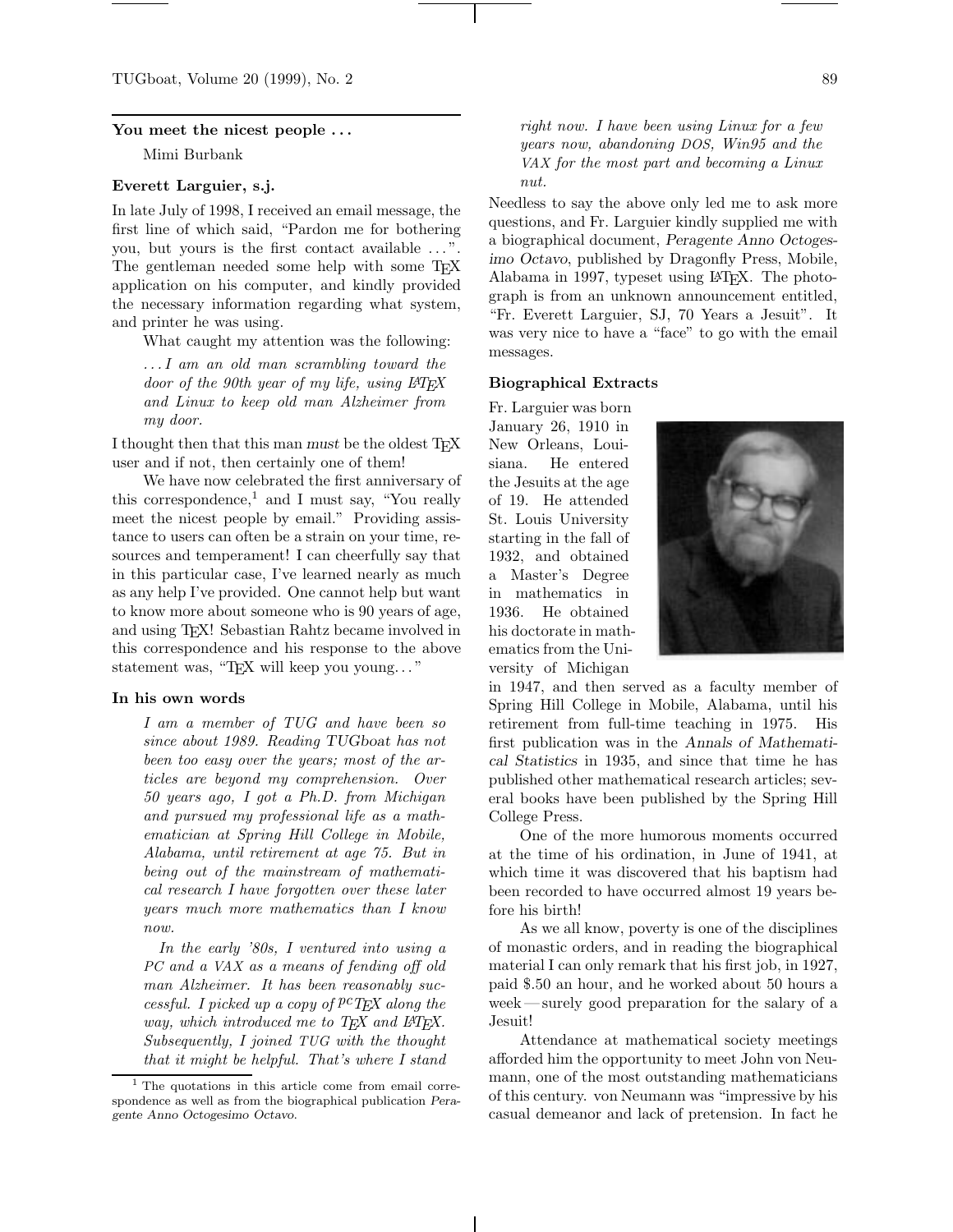## You meet the nicest people . . .

Mimi Burbank

### Everett Larguier, s.j.

In late July of 1998, I received an email message, the first line of which said, "Pardon me for bothering you, but yours is the first contact available . . . ". The gentleman needed some help with some TeX application on his computer, and kindly provided the necessary information regarding what system, and printer he was using.

What caught my attention was the following:

> *. . . I am an old man scrambling toward the door of the 90th year of my life, using LaTeX and Linux to keep old man Alzheimer from my door.*

I thought then that this man *must* be the oldest TeX user and if not, then certainly one of them!

We have now celebrated the first anniversary of this correspondence,[1] and I must say, "You really meet the nicest people by email." Providing assistance to users can often be a strain on your time, resources and temperament! I can cheerfully say that in this particular case, I've learned nearly as much as any help I've provided. One cannot help but want to know more about someone who is 90 years of age, and using TeX! Sebastian Rahtz became involved in this correspondence and his response to the above statement was, "TeX will keep you young. . . "

### In his own words

> *I am a member of TUG and have been so since about 1989. Reading* TUGboat *has not been too easy over the years; most of the articles are beyond my comprehension. Over 50 years ago, I got a Ph.D. from Michigan and pursued my professional life as a mathematician at Spring Hill College in Mobile, Alabama, until retirement at age 75. But in being out of the mainstream of mathematical research I have forgotten over these later years much more mathematics than I know now.*
>
> *In the early '80s, I ventured into using a PC and a VAX as a means of fending off old man Alzheimer. It has been reasonably successful. I picked up a copy of PCTeX along the way, which introduced me to TeX and LaTeX. Subsequently, I joined TUG with the thought that it might be helpful. That's where I stand right now. I have been using Linux for a few years now, abandoning DOS, Win95 and the VAX for the most part and becoming a Linux nut.*

Needless to say the above only led me to ask more questions, and Fr. Larguier kindly supplied me with a biographical document, *Peragente Anno Octogesimo Octavo*, published by Dragonfly Press, Mobile, Alabama in 1997, typeset using LaTeX. The photograph is from an unknown announcement entitled, "Fr. Everett Larguier, SJ, 70 Years a Jesuit". It was very nice to have a "face" to go with the email messages.

### Biographical Extracts

Fr. Larguier was born January 26, 1910 in New Orleans, Louisiana. He entered the Jesuits at the age of 19. He attended St. Louis University starting in the fall of 1932, and obtained a Master's Degree in mathematics in 1936. He obtained his doctorate in mathematics from the University of Michigan in 1947, and then served as a faculty member of Spring Hill College in Mobile, Alabama, until his retirement from full-time teaching in 1975. His first publication was in the *Annals of Mathematical Statistics* in 1935, and since that time he has published other mathematical research articles; several books have been published by the Spring Hill College Press.

One of the more humorous moments occurred at the time of his ordination, in June of 1941, at which time it was discovered that his baptism had been recorded to have occurred almost 19 years before his birth!

As we all know, poverty is one of the disciplines of monastic orders, and in reading the biographical material I can only remark that his first job, in 1927, paid \$.50 an hour, and he worked about 50 hours a week — surely good preparation for the salary of a Jesuit!

Attendance at mathematical society meetings afforded him the opportunity to meet John von Neumann, one of the most outstanding mathematicians of this century. von Neumann was "impressive by his casual demeanor and lack of pretension. In fact he

[1] The quotations in this article come from email correspondence as well as from the biographical publication *Peragente Anno Octogesimo Octavo*.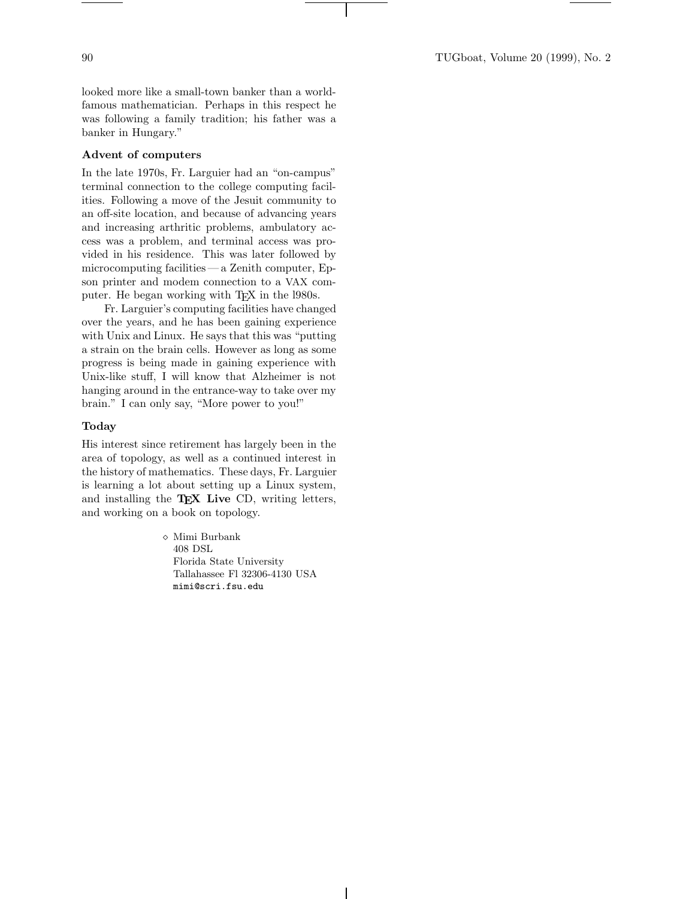looked more like a small-town banker than a world-famous mathematician. Perhaps in this respect he was following a family tradition; his father was a banker in Hungary."

### Advent of computers

In the late 1970s, Fr. Larguier had an "on-campus" terminal connection to the college computing facilities. Following a move of the Jesuit community to an off-site location, and because of advancing years and increasing arthritic problems, ambulatory access was a problem, and terminal access was provided in his residence. This was later followed by microcomputing facilities — a Zenith computer, Epson printer and modem connection to a VAX computer. He began working with TEX in the l980s.

Fr. Larguier's computing facilities have changed over the years, and he has been gaining experience with Unix and Linux. He says that this was "putting a strain on the brain cells. However as long as some progress is being made in gaining experience with Unix-like stuff, I will know that Alzheimer is not hanging around in the entrance-way to take over my brain." I can only say, "More power to you!"

### Today

His interest since retirement has largely been in the area of topology, as well as a continued interest in the history of mathematics. These days, Fr. Larguier is learning a lot about setting up a Linux system, and installing the **TEX Live** CD, writing letters, and working on a book on topology.

⋄ Mimi Burbank
408 DSL
Florida State University
Tallahassee Fl 32306-4130 USA
mimi@scri.fsu.edu